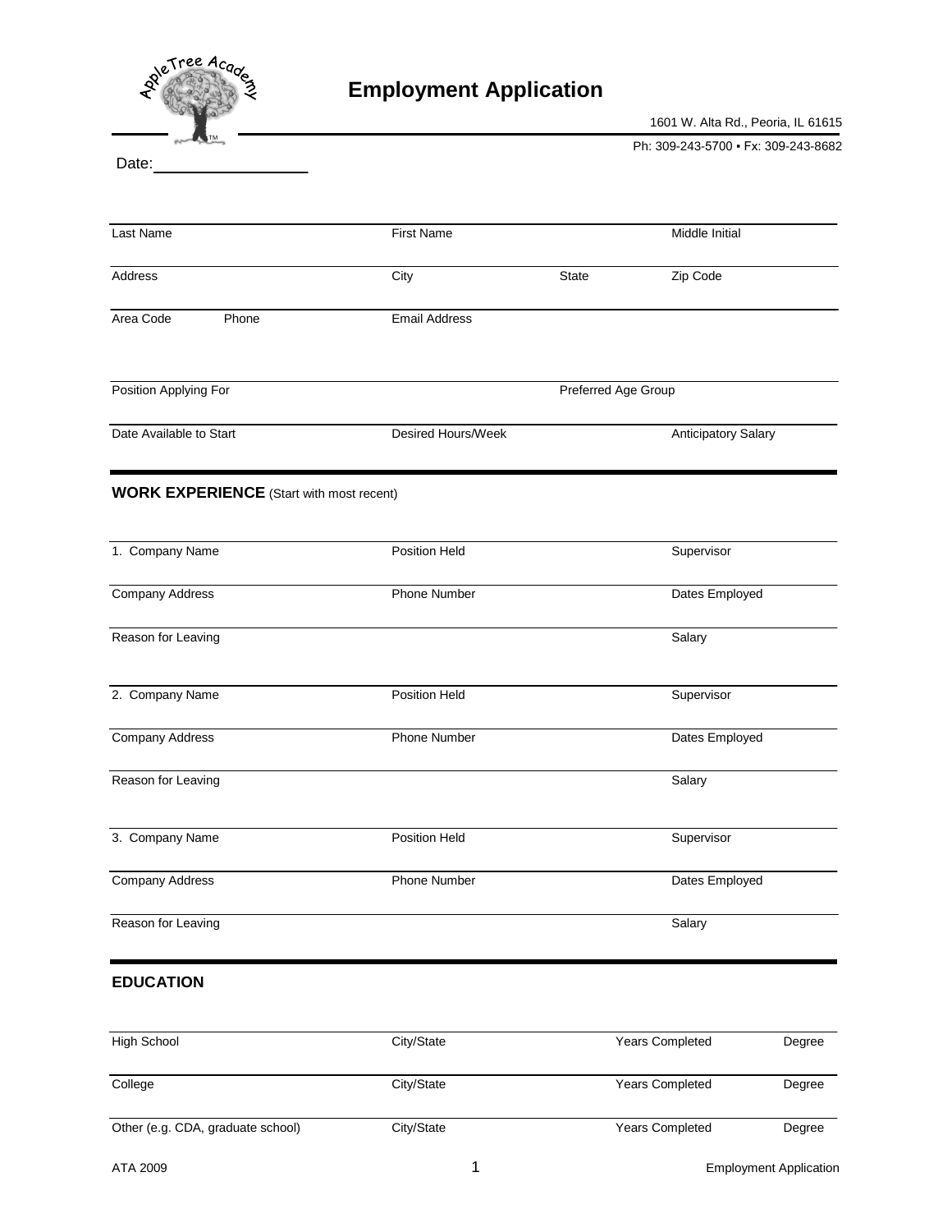AppleTree Academy

# Employment Application

1601 W. Alta Rd., Peoria, IL 61615

Ph: 309-243-5700 ▪ Fax: 309-243-8682

Date: ________________

| Last Name | First Name | | Middle Initial |
|---|---|---|---|
| Address | City | State | Zip Code |
| Area Code Phone | Email Address | | |

| Position Applying For | | Preferred Age Group | |
|---|---|---|---|
| Date Available to Start | Desired Hours/Week | | Anticipatory Salary |

## WORK EXPERIENCE (Start with most recent)

| 1. Company Name | Position Held | Supervisor |
|---|---|---|
| Company Address | Phone Number | Dates Employed |
| Reason for Leaving | | Salary |

| 2. Company Name | Position Held | Supervisor |
|---|---|---|
| Company Address | Phone Number | Dates Employed |
| Reason for Leaving | | Salary |

| 3. Company Name | Position Held | Supervisor |
|---|---|---|
| Company Address | Phone Number | Dates Employed |
| Reason for Leaving | | Salary |

## EDUCATION

| High School | City/State | Years Completed | Degree |
|---|---|---|---|
| College | City/State | Years Completed | Degree |
| Other (e.g. CDA, graduate school) | City/State | Years Completed | Degree |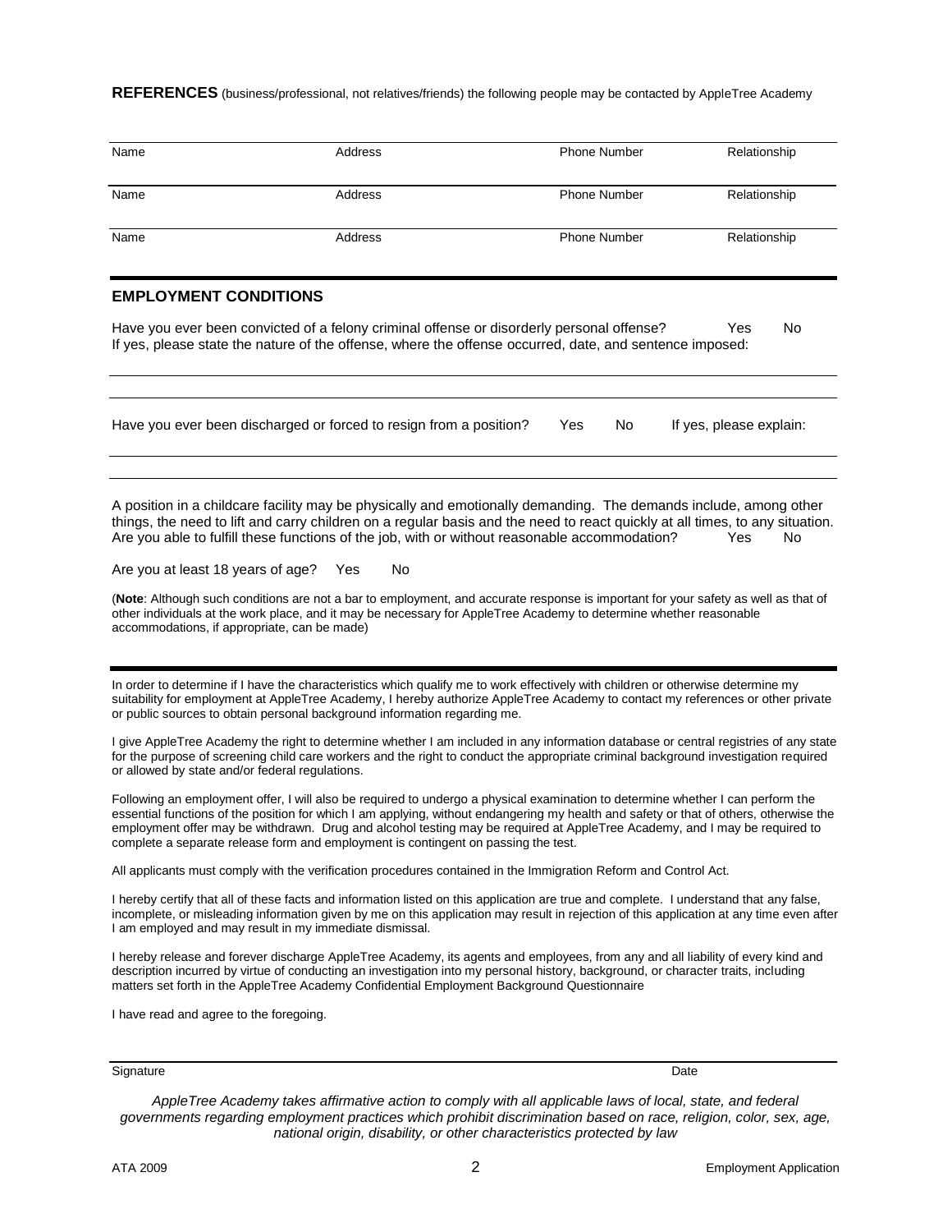**REFERENCES** (business/professional, not relatives/friends) the following people may be contacted by AppleTree Academy

| Name | Address | Phone Number | Relationship |
|---|---|---|---|
| Name | Address | Phone Number | Relationship |
| Name | Address | Phone Number | Relationship |

## EMPLOYMENT CONDITIONS

Have you ever been convicted of a felony criminal offense or disorderly personal offense? Yes No

If yes, please state the nature of the offense, where the offense occurred, date, and sentence imposed:

Have you ever been discharged or forced to resign from a position? Yes No If yes, please explain:

A position in a childcare facility may be physically and emotionally demanding. The demands include, among other things, the need to lift and carry children on a regular basis and the need to react quickly at all times, to any situation. Are you able to fulfill these functions of the job, with or without reasonable accommodation? Yes No

Are you at least 18 years of age? Yes No

(**Note**: Although such conditions are not a bar to employment, and accurate response is important for your safety as well as that of other individuals at the work place, and it may be necessary for AppleTree Academy to determine whether reasonable accommodations, if appropriate, can be made)

In order to determine if I have the characteristics which qualify me to work effectively with children or otherwise determine my suitability for employment at AppleTree Academy, I hereby authorize AppleTree Academy to contact my references or other private or public sources to obtain personal background information regarding me.

I give AppleTree Academy the right to determine whether I am included in any information database or central registries of any state for the purpose of screening child care workers and the right to conduct the appropriate criminal background investigation required or allowed by state and/or federal regulations.

Following an employment offer, I will also be required to undergo a physical examination to determine whether I can perform the essential functions of the position for which I am applying, without endangering my health and safety or that of others, otherwise the employment offer may be withdrawn. Drug and alcohol testing may be required at AppleTree Academy, and I may be required to complete a separate release form and employment is contingent on passing the test.

All applicants must comply with the verification procedures contained in the Immigration Reform and Control Act.

I hereby certify that all of these facts and information listed on this application are true and complete. I understand that any false, incomplete, or misleading information given by me on this application may result in rejection of this application at any time even after I am employed and may result in my immediate dismissal.

I hereby release and forever discharge AppleTree Academy, its agents and employees, from any and all liability of every kind and description incurred by virtue of conducting an investigation into my personal history, background, or character traits, including matters set forth in the AppleTree Academy Confidential Employment Background Questionnaire

I have read and agree to the foregoing.

Signature Date

*AppleTree Academy takes affirmative action to comply with all applicable laws of local, state, and federal governments regarding employment practices which prohibit discrimination based on race, religion, color, sex, age, national origin, disability, or other characteristics protected by law*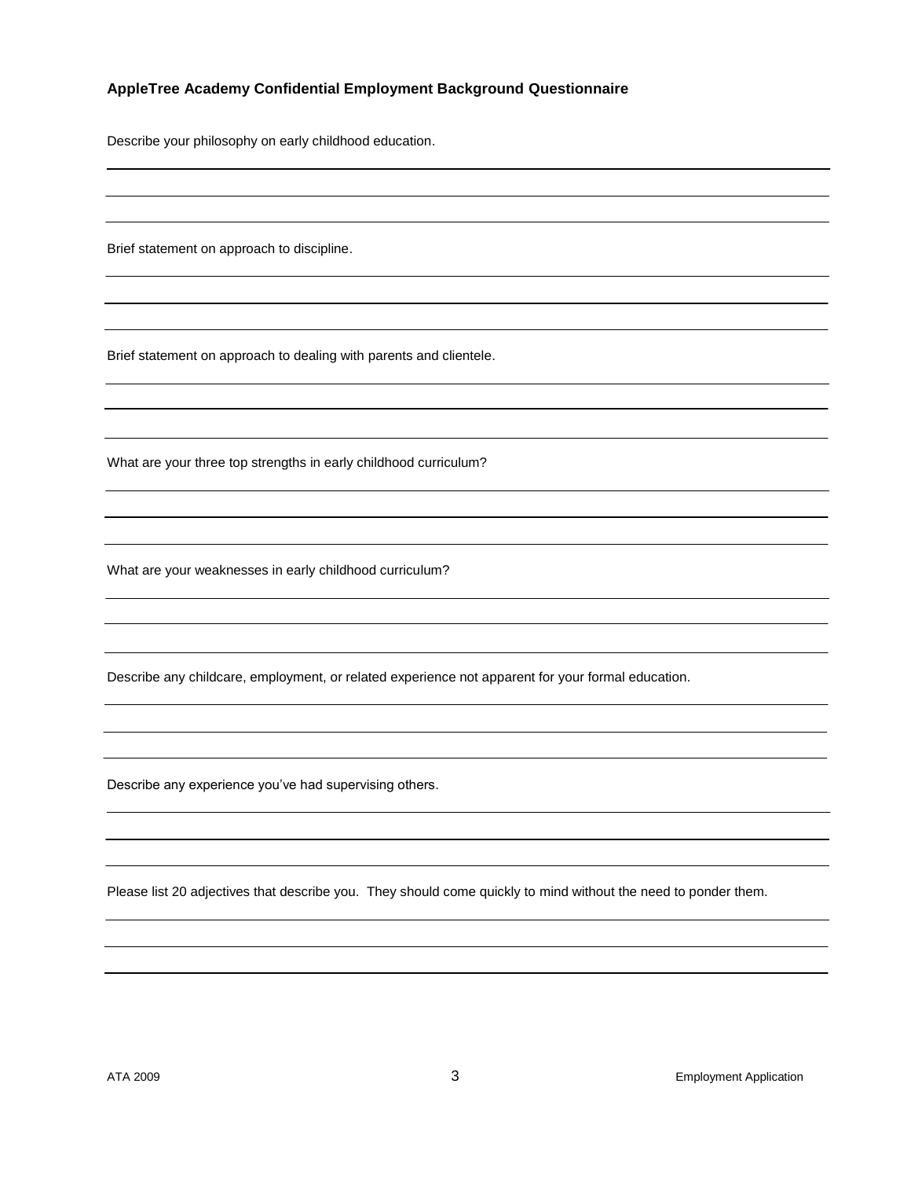**AppleTree Academy Confidential Employment Background Questionnaire**

Describe your philosophy on early childhood education.

Brief statement on approach to discipline.

Brief statement on approach to dealing with parents and clientele.

What are your three top strengths in early childhood curriculum?

What are your weaknesses in early childhood curriculum?

Describe any childcare, employment, or related experience not apparent for your formal education.

Describe any experience you've had supervising others.

Please list 20 adjectives that describe you. They should come quickly to mind without the need to ponder them.